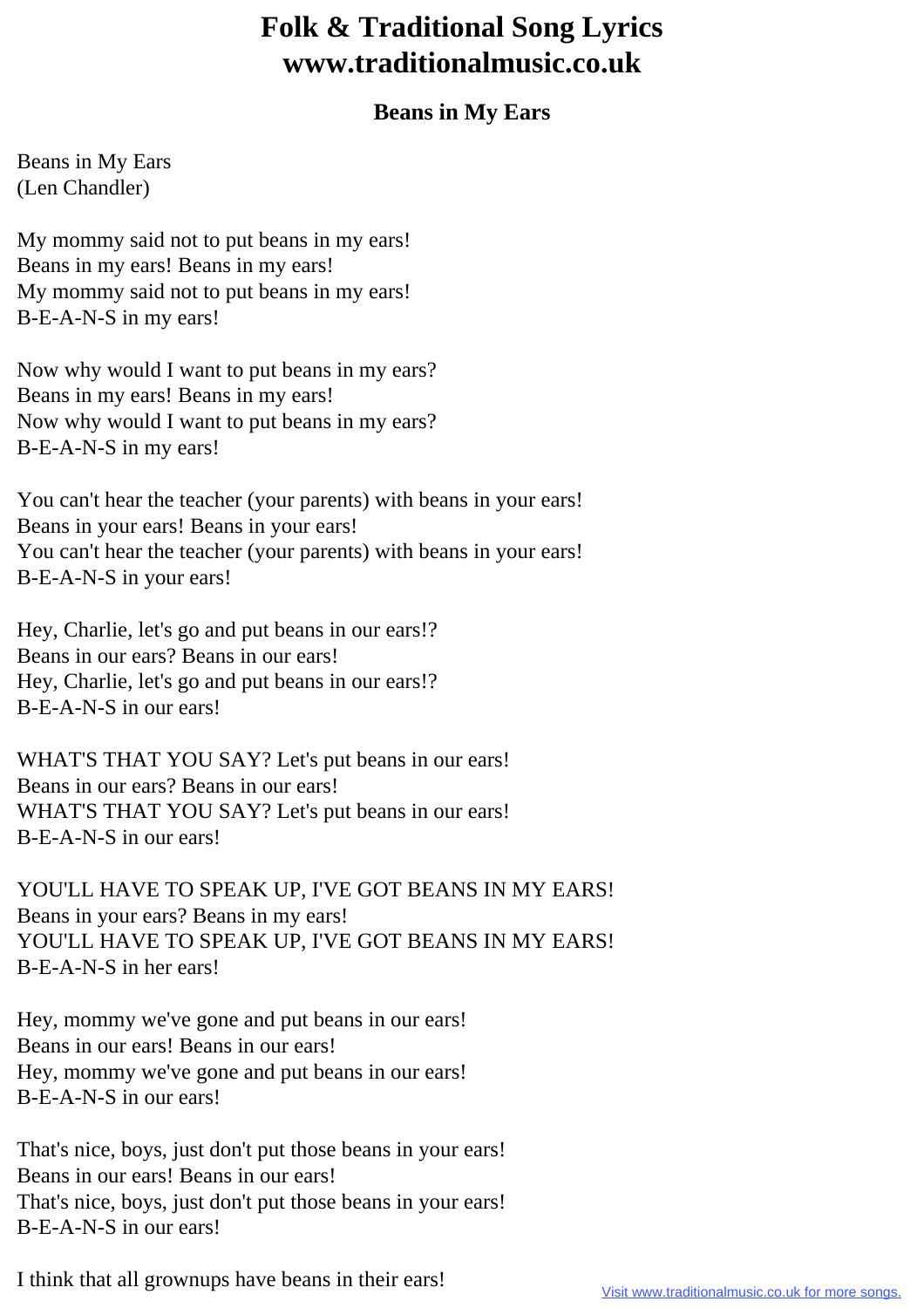# Folk & Traditional Song Lyrics
# www.traditionalmusic.co.uk

### Beans in My Ears

Beans in My Ears
(Len Chandler)

My mommy said not to put beans in my ears!
Beans in my ears! Beans in my ears!
My mommy said not to put beans in my ears!
B-E-A-N-S in my ears!

Now why would I want to put beans in my ears?
Beans in my ears! Beans in my ears!
Now why would I want to put beans in my ears?
B-E-A-N-S in my ears!

You can't hear the teacher (your parents) with beans in your ears!
Beans in your ears! Beans in your ears!
You can't hear the teacher (your parents) with beans in your ears!
B-E-A-N-S in your ears!

Hey, Charlie, let's go and put beans in our ears!?
Beans in our ears? Beans in our ears!
Hey, Charlie, let's go and put beans in our ears!?
B-E-A-N-S in our ears!

WHAT'S THAT YOU SAY? Let's put beans in our ears!
Beans in our ears? Beans in our ears!
WHAT'S THAT YOU SAY? Let's put beans in our ears!
B-E-A-N-S in our ears!

YOU'LL HAVE TO SPEAK UP, I'VE GOT BEANS IN MY EARS!
Beans in your ears? Beans in my ears!
YOU'LL HAVE TO SPEAK UP, I'VE GOT BEANS IN MY EARS!
B-E-A-N-S in her ears!

Hey, mommy we've gone and put beans in our ears!
Beans in our ears! Beans in our ears!
Hey, mommy we've gone and put beans in our ears!
B-E-A-N-S in our ears!

That's nice, boys, just don't put those beans in your ears!
Beans in our ears! Beans in our ears!
That's nice, boys, just don't put those beans in your ears!
B-E-A-N-S in our ears!

I think that all grownups have beans in their ears!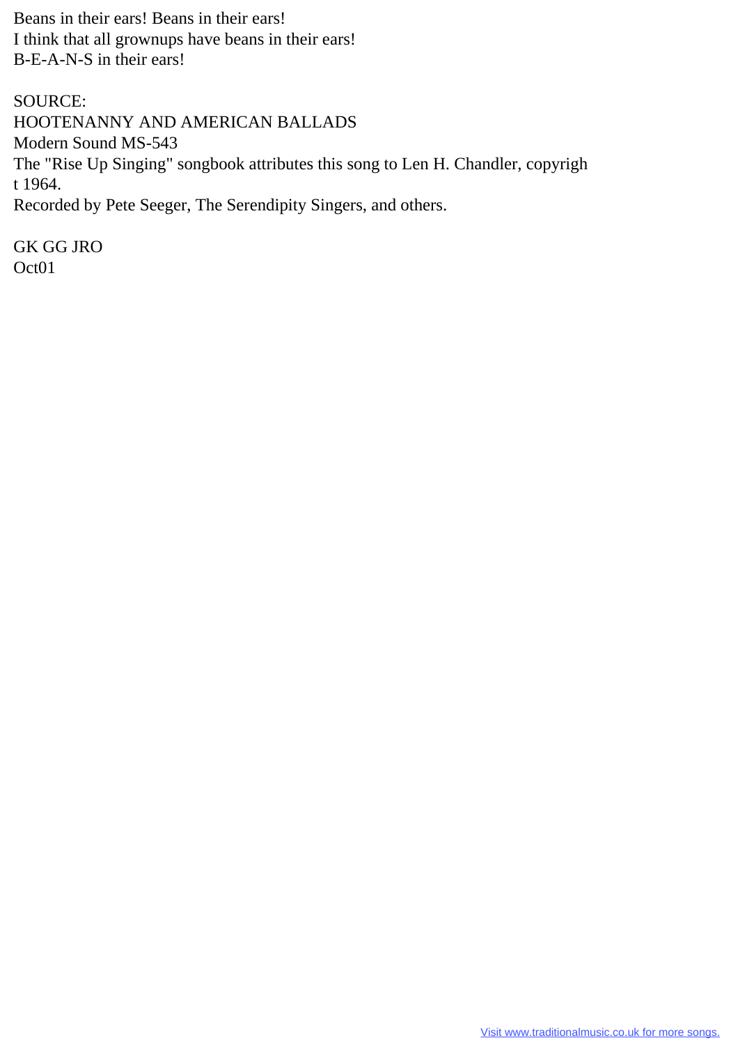Beans in their ears! Beans in their ears!
I think that all grownups have beans in their ears!
B-E-A-N-S in their ears!

SOURCE:
HOOTENANNY AND AMERICAN BALLADS
Modern Sound MS-543
The "Rise Up Singing" songbook attributes this song to Len H. Chandler, copyright 1964.
Recorded by Pete Seeger, The Serendipity Singers, and others.

GK GG JRO
Oct01